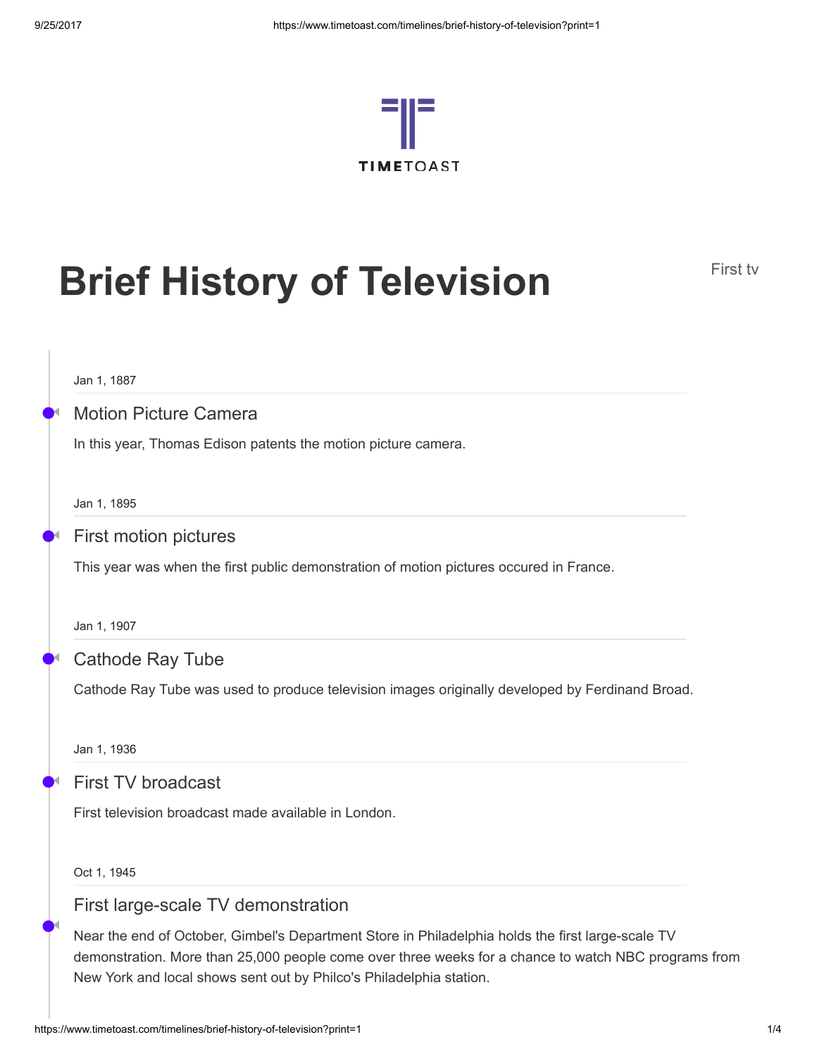TIMETOAST

# Brief History of Television

First tv

Jan 1, 1887

### Motion Picture Camera

In this year, Thomas Edison patents the motion picture camera.

Jan 1, 1895

### First motion pictures

This year was when the first public demonstration of motion pictures occured in France.

Jan 1, 1907

### Cathode Ray Tube

Cathode Ray Tube was used to produce television images originally developed by Ferdinand Broad.

Jan 1, 1936

### First TV broadcast

First television broadcast made available in London.

Oct 1, 1945

### First large-scale TV demonstration

Near the end of October, Gimbel's Department Store in Philadelphia holds the first large-scale TV demonstration. More than 25,000 people come over three weeks for a chance to watch NBC programs from New York and local shows sent out by Philco's Philadelphia station.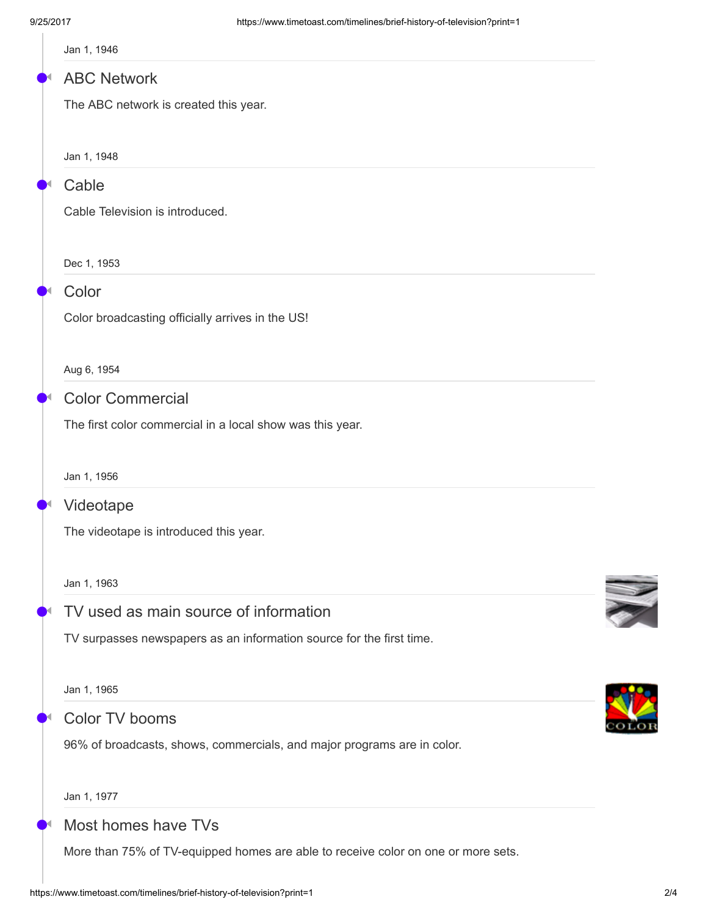Jan 1, 1946

## ABC Network

The ABC network is created this year.

Jan 1, 1948

## Cable

Cable Television is introduced.

Dec 1, 1953

## Color

Color broadcasting officially arrives in the US!

Aug 6, 1954

## Color Commercial

The first color commercial in a local show was this year.

Jan 1, 1956

## Videotape

The videotape is introduced this year.

Jan 1, 1963

## TV used as main source of information

TV surpasses newspapers as an information source for the first time.

Jan 1, 1965

## Color TV booms

96% of broadcasts, shows, commercials, and major programs are in color.

Jan 1, 1977

## Most homes have TVs

More than 75% of TV-equipped homes are able to receive color on one or more sets.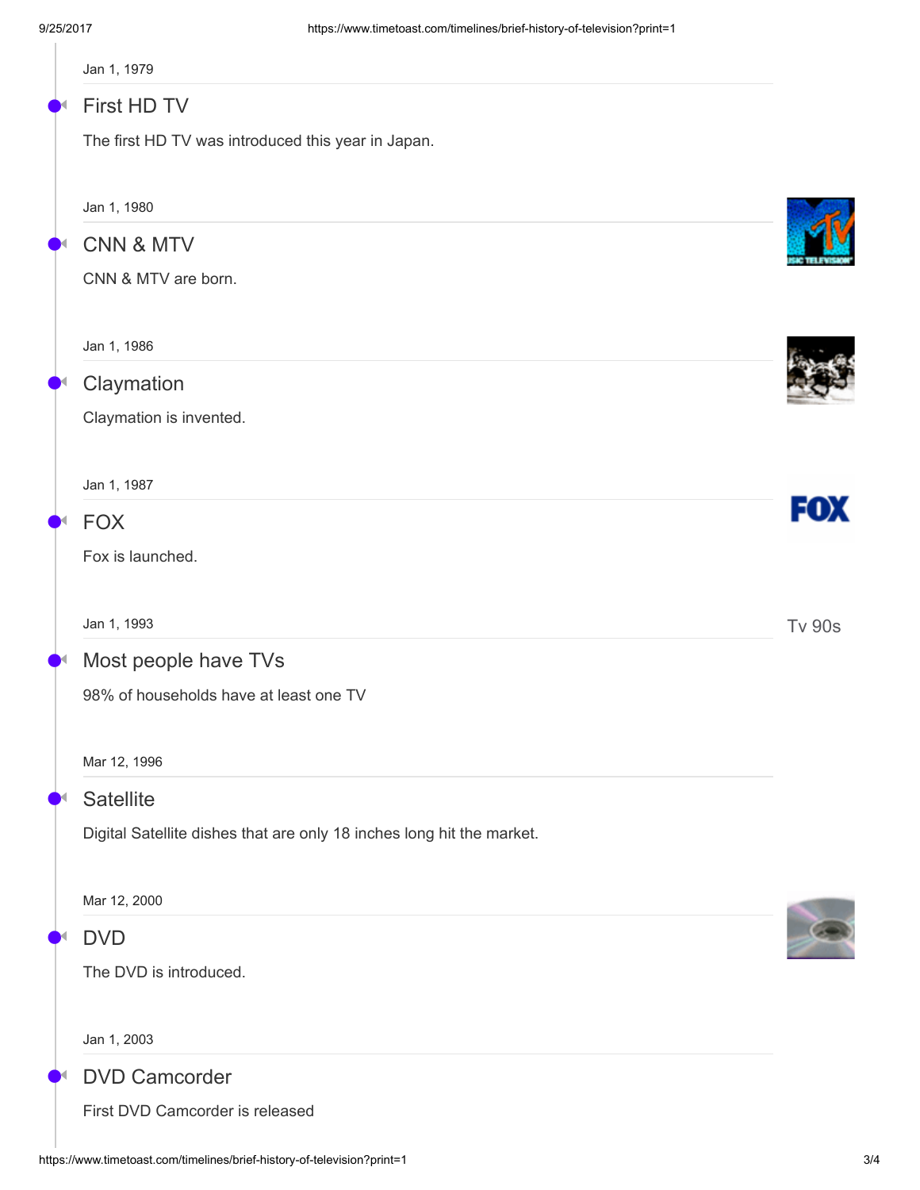Jan 1, 1979

## First HD TV

The first HD TV was introduced this year in Japan.

Jan 1, 1980

## CNN & MTV

CNN & MTV are born.

Jan 1, 1986

## Claymation

Claymation is invented.

Jan 1, 1987

## FOX

Fox is launched.

Jan 1, 1993

## Most people have TVs

98% of households have at least one TV

Tv 90s

Mar 12, 1996

## Satellite

Digital Satellite dishes that are only 18 inches long hit the market.

Mar 12, 2000

## DVD

The DVD is introduced.

Jan 1, 2003

## DVD Camcorder

First DVD Camcorder is released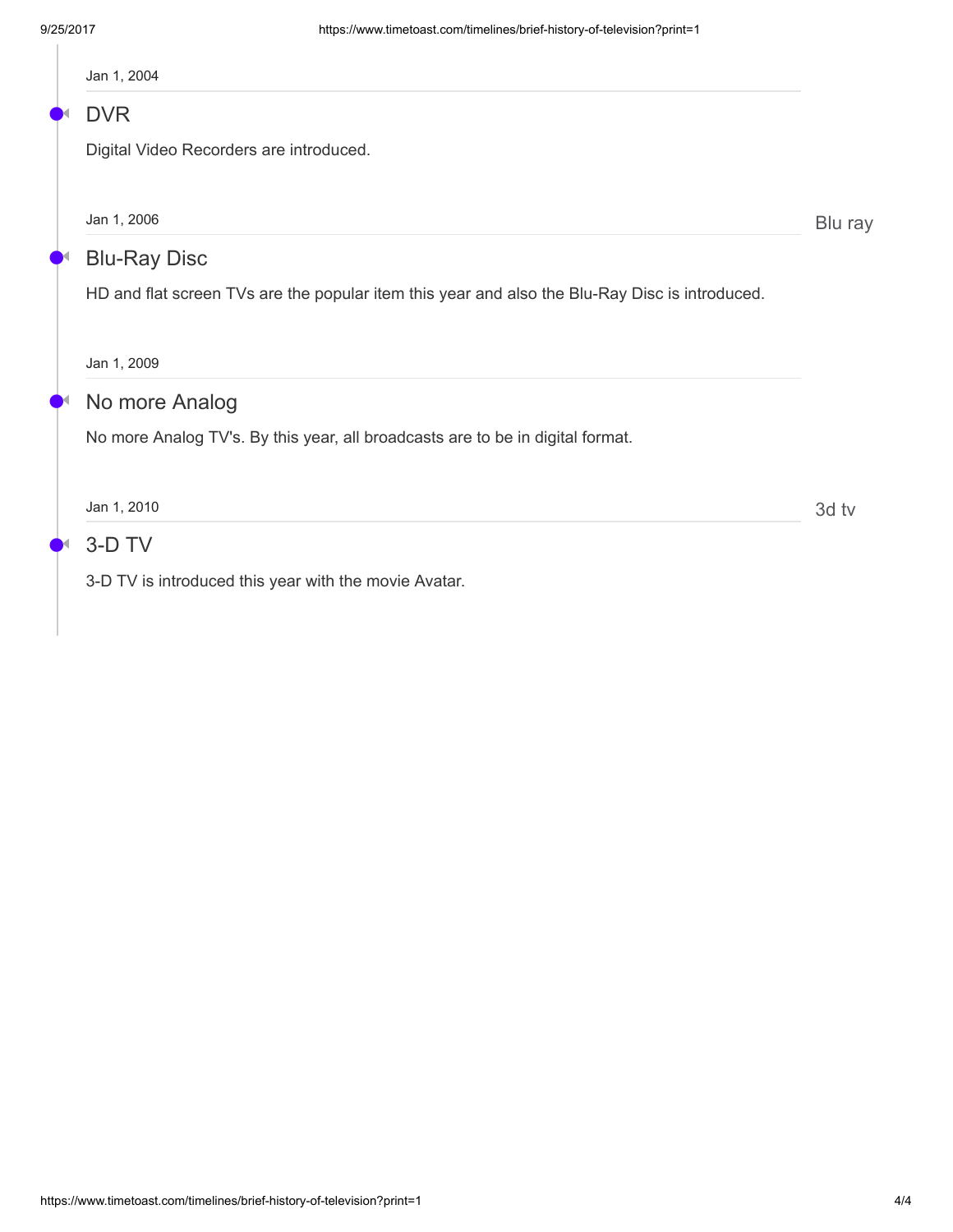Jan 1, 2004

### DVR

Digital Video Recorders are introduced.

Jan 1, 2006

### Blu-Ray Disc

Blu ray

HD and flat screen TVs are the popular item this year and also the Blu-Ray Disc is introduced.

Jan 1, 2009

### No more Analog

No more Analog TV's. By this year, all broadcasts are to be in digital format.

Jan 1, 2010

### 3-D TV

3d tv

3-D TV is introduced this year with the movie Avatar.